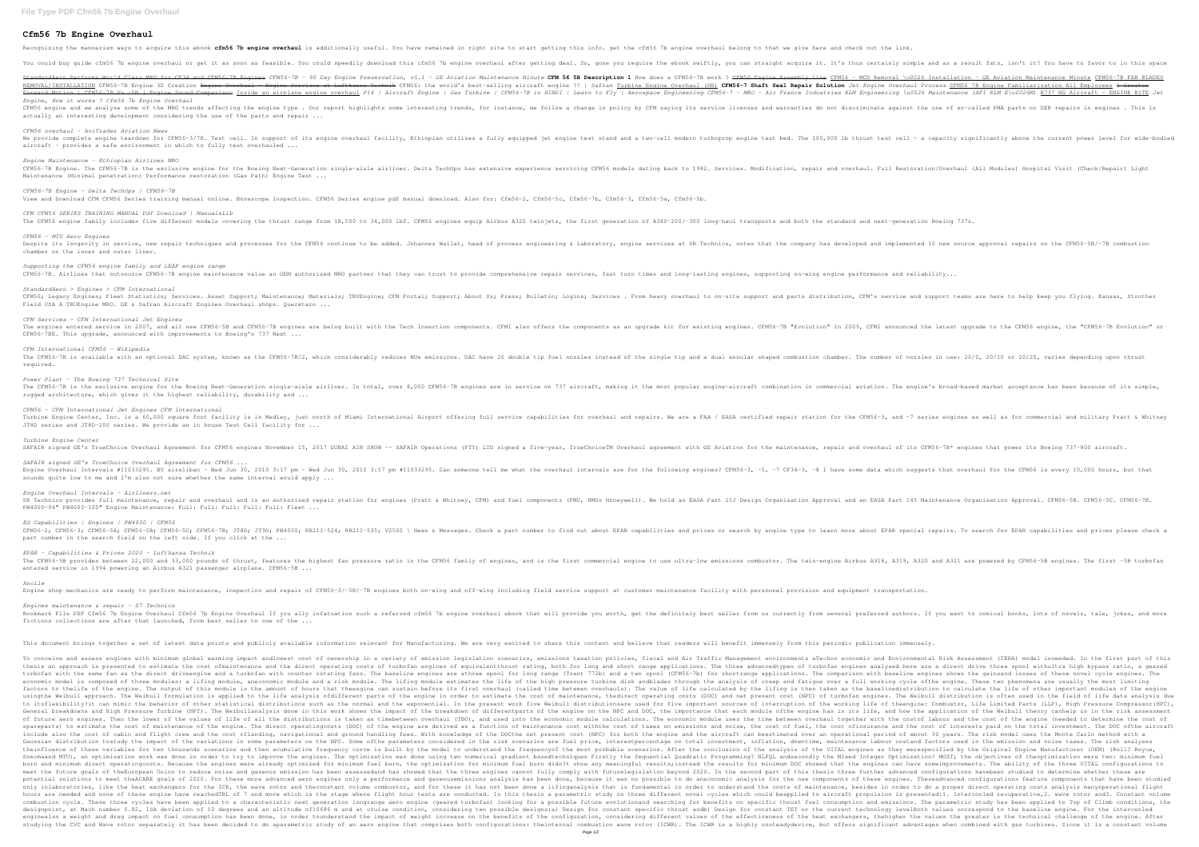# Cfm56 7b Engine Overhaul

Recognizing the mannerism ways to acquire this ebook **cfm56 7b engine overhaul** is additionally useful. You have remained in right site to start getting this info. get the cfm56 7b engine overhaul belong to that we give here and check out the link.

You could buy guide cfm56 7b engine overhaul or get it as soon as feasible. You could speedily download this cfm56 7b engine overhaul after getting deal. So, gone you require the ebook swiftly, you can straight acquire it. It's thus certainly simple and as a result fats, isn't it? You have to favor to in this space

StandardAero Performs World Class MRO for CF34 and CFM56-7B Engines *CFM56-7B - 90 Day Engine Preservation, v1.1 - GE Aviation Maintenance Minute* **CFM 56 5B Description 1** How does a CFM56-7B work ? CFM56 Engine Assembly Line CFM56 - MCD Removal \u0026 Installation - GE Aviation Maintenance Minute CFM56-7B FAN BLADES REMOVAL/INSTALLATION CFM56-7B Engine 3D Creation Engine Overhaul - Engine Services at Lufthansa Technik CFM56: the world's best-selling aircraft engine ?? | Safran Turbine Engine Overhaul (HD) **CFM56-7 Shaft Seal Repair Solution** *Jet Engine Overhaul Process* CFM56 7B Engine Familiarization All Employees 3 Gearbox Forward Motion | CFM56-7B Vs -5B | Engine Sound Comparison Inside an airplane engine overhaul *P14 | Aircraft Engine | Gas Turbine | CFM56-7B in HINDI | Learn to Fly | Aerospace Engineering CFM56-7 - MRO - Air France Industries KLM Engineering \u0026 Maintenance (AFI KLM E\u0026M)* B737 NG Aircraft - ENGINE BITE *Jet Engine, How it works ? Cfm56 7b Engine Overhaul*

CFM56 engine and we analyse some of the MRO trends affecting the engine type . Our report highlights some interesting trends, for instance, we follow a change in policy by CFM saying its service licenses and warranties do not discriminate against the use of so-called PMA parts or DER repairs in engines . This is actually an interesting development considering the use of the parts and repair ...

*CFM56 overhaul - AviTrader Aviation News*

We provide complete engine teardown for CFM56-3/7B. Test cell. In support of its engine overhaul facility, Ethiopian utilizes a fully equipped jet engine test stand and a two-cell modern turboprop engine test bed. The 100,000 lb thrust test cell – a capacity significantly above the current power level for wide-bodied aircraft – provides a safe environment in which to fully test overhauled ...

*Engine Maintenance - Ethiopian Airlines MRO*

CFM56-7B Engine. The CFM56-7B is the exclusive engine for the Boeing Next-Generation single-aisle airliner. Delta TechOps has extensive experience servicing CFM56 models dating back to 1982. Services. Modification, repair and overhaul. Full Restoration/Overhaul (All Modules) Hospital Visit (Check/Repair) Light Maintenance (Minimal penetration) Performance restoration (Gas Path) Engine Test ...

*CFM56-7B Engine - Delta TechOps | CFM56-7B*

View and Download CFM CFM56 Series training manual online. Borescope Inspection. CFM56 Series engine pdf manual download. Also for: Cfm56-2, Cfm56-5c, Cfm56-7b, Cfm56-3, Cfm56-5a, Cfm56-5b.

*CFM CFM56 SERIES TRAINING MANUAL Pdf Download | ManualsLib*

The CFM56 engine family includes five different models covering the thrust range from 18,500 to 34,000 lbf. CFM56 engines equip Airbus A320 twinjets, the first generation of A340-200/-300 long-haul transports and both the standard and next-generation Boeing 737s.

*CFM56 - MTU Aero Engines*

Despite its longevity in service, new repair techniques and processes for the CFM56 continue to be added. Johannes Wallat, head of process engineering & laboratory, engine services at SR Technics, notes that the company has developed and implemented 10 new source approval repairs on the CFM56-5B/-7B combustion chamber on the inner and outer liner.

*Supporting the CFM56 engine family and LEAP engine range*

CFM56-7B. Airlines that outsource CFM56-7B engine maintenance value an OEM authorized MRO partner that they can trust to provide comprehensive repair services, fast turn times and long-lasting engines, supporting on-wing engine performance and reliability...

*StandardAero > Engines > CFM International*

CFM56; Legacy Engines; Fleet Statistics; Services. Asset Support; Maintenance; Materials; TRUEngine; CFM Portal; Support; About Us; Press; Bulletin; Logins; Services . From heavy overhaul to on-site support and parts distribution, CFM's service and support teams are here to help keep you flying. Kansas, Strother Field USA A TRUEngine MRO. GE & Safran Aircraft Engines Overhaul shops. Querétaro ...

*CFM Services - CFM International Jet Engines*

The engines entered service in 2007, and all new CFM56-5B and CFM56-7B engines are being built with the Tech Insertion components. CFMI also offers the components as an upgrade kit for existing engines. CFM56-7B "Evolution" In 2009, CFMI announced the latest upgrade to the CFM56 engine, the "CFM56-7B Evolution" or CFM56-7BE. This upgrade, announced with improvements to Boeing's 737 Next ...

*CFM International CFM56 - Wikipedia*

The CFM56-7B is available with an optional DAC system, known as the CFM56-7B/2, which considerably reduces NOx emissions. DAC have 20 double tip fuel nozzles instead of the single tip and a dual annular shaped combustion chamber. The number of nozzles in use: 20/0, 20/10 or 20/20, varies depending upon thrust required.

*Power Plant - The Boeing 737 Technical Site*

The CFM56-7B is the exclusive engine for the Boeing Next-Generation single-aisle airliner. In total, over 8,000 CFM56-7B engines are in service on 737 aircraft, making it the most popular engine-aircraft combination in commercial aviation. The engine's broad-based market acceptance has been because of its simple, rugged architecture, which gives it the highest reliability, durability and ...

*CFM56 - CFM International Jet Engines CFM International*

Turbine Engine Center, Inc. is a 60,000 square foot facility is in Medley, just north of Miami International Airport offering full service capabilities for overhaul and repairs. We are a FAA / EASA certified repair station for the CFM56-3, and -7 series engines as well as for commercial and military Pratt & Whitney JT8D series and JT8D-200 series. We provide an in house Test Cell facility for ...

*Turbine Engine Center*

SAFAIR signed GE's TrueChoice Overhaul Agreement for CFM56 engines November 15, 2017 DUBAI AIR SHOW -- SAFAIR Operations (PTY) LTD signed a five-year, TrueChoiceTM Overhaul agreement with GE Aviation for the maintenance, repair and overhaul of its CFM56-7B\* engines that power its Boeing 737-800 aircraft.

*SAFAIR signed GE's TrueChoice Overhaul Agreement for CFM56 ...*

Engine Overhaul Intervals #11033295. BY airxliban - Wed Jun 30, 2010 3:17 pm - Wed Jun 30, 2010 3:17 pm #11033295. Can someone tell me what the overhaul intervals are for the following engines? CFM56-3, -5, -7 CF34-3, -8 I have some data which suggests that overhaul for the CFM56 is every 10,000 hours, but that sounds quite low to me and I'm also not sure whether the same interval would apply ...

*Engine Overhaul Intervals - Airliners.net*

SR Technics provides full maintenance, repair and overhaul and is an authorized repair station for engines (Pratt & Whitney, CFM) and fuel components (FMU, HMUs Honeywell). We hold an EASA Part 21J Design Organisation Approval and an EASA Part 145 Maintenance Organisation Approval. CFM56-5B. CFM56-5C. CFM56-7B. PW4000-94" PW4000-100" Engine Maintenance: Full: Full: Full: Full: Full: Fleet ...

*ES Capabilities | Engines | PW4000 | CFM56*

CFM56-2; CFM56-3; CFM56-5A; CFM56-5B; CFM56-5C; CFM56-7B; JT8D; JT9D; PW4000; RB211-524; RB211-535; V2500 \ News & Messages. Check a part number to find out about EPAR capabilities and prices or search by engine type to learn more about EPAR special repairs. To search for EPAR capabilities and prices please check a part number in the search field on the left side. If you click at the ...

*EPAR - Capabilities & Prices 2020 - Lufthansa Technik*

The CFM56-5B provides between 22,000 and 33,000 pounds of thrust, features the highest fan pressure ratio in the CFM56 family of engines, and is the first commercial engine to use ultra-low emissions combustor. The twin-engine Airbus A318, A319, A320 and A321 are powered by CFM56-5B engines. The first -5B turbofan entered service in 1994 powering an Airbus A321 passenger airplane. CFM56-5B ...

*Ancile*

Engine shop mechanics are ready to perform maintenance, inspection and repair of CFM56-3/-5B/-7B engines both on-wing and off-wing including field service support at customer maintenance facility with personnel provision and equipment transportation.

*Engines maintenance & repair - S7 Technics*

Bookmark File PDF Cfm56 7b Engine Overhaul Cfm56 7b Engine Overhaul If you ally infatuation such a referred cfm56 7b engine overhaul ebook that will provide you worth, get the definitely best seller from us currently from several preferred authors. If you want to comical books, lots of novels, tale, jokes, and more fictions collections are after that launched, from best seller to one of the ...

This document brings together a set of latest data points and publicly available information relevant for Manufacturing. We are very excited to share this content and believe that readers will benefit immensely from this periodic publication immensely.

To conceive and assess engines with minimum global warming impact andlowest cost of ownership in a variety of emission legislation scenarios, emissions taxation policies, fiscal and Air Traffic Management environments aTechno economic and Environmental Risk Assessment (TERA) model isneeded. In the first part of this thesis an approach is presented to estimate the cost ofmaintenance and the direct operating costs of turbofan engines of equivalentthrust rating, both for long and short range applications. The three advancedtypes of turbofan engines analysed here are a direct drive three spool withultra high bypass ratio, a geared turbofan with the same fan as the direct driveengine and a turbofan with counter rotating fans. The baseline engines are athree spool for long range (Trent 772b) and a two spool (CFM56-7b) for shortrange applications. The comparison with baseline engines shows the gainsand losses of these novel cycle engines. The economic model is composed of three modules: a lifing module, aneconomic module and a risk module. The lifing module estimates the life of the high pressure turbine disk andblades through the analysis of creep and fatigue over a full working cycle ofthe engine. These two phenomena are usually the most limiting factors to thelife of the engine. The output of this module is the amount of hours that theengine can sustain before its first overhaul (called time between overhauls). The value of life calculated by the lifing is then taken as the baselinedistribution to calculate the life of other important modules of the engine usingthe Weibull approach. The Weibull formulation is applied to the life analysis ofdifferent parts of the engine in order to estimate the cost of maintenance, thedirect operating costs (DOC) and net present cost (NPC) of turbofan engines. The Weibull distribution is often used in the field of life data analysis due to itsflexibility?it can mimic the behavior of other statistical distributions such as the normal and the exponential. In the present work five Weibull distributionsare used for five important sources of interruption of the working life of theengine: Combustor, Life Limited Parts (LLP), High Pressure Compressor(HPC), General breakdowns and High Pressure Turbine (HPT). The Weibullanalysis done in this work shows the impact of the breakdown of differentparts of the engine on the NPC and DOC, the importance that each module ofthe engine has in its life, and how the application of the Weibull theory canhelp us in the risk assessment of future aero engines. Then the lower of the values of life of all the distributions is taken as timebetween overhaul (TBO), and used into the economic module calculations. The economic module uses the time between overhaul together with the costof labour and the cost of the engine needed to determine the cost of spareparts) to estimate the cost of maintenance of the engine. The direct operatingcosts (DOC) of the engine are derived as a function of maintenance cost withthe cost of taxes on emissions and noise, the cost of fuel, the cost ofinsurance and the cost of interests paid on the total investment. The DOC ofthe aircraft include also the cost of cabin and flight crew and the cost oflanding, navigational and ground handling fees. With knowledge of the DOCthe net present cost (NPC) for both the engine and the aircraft can beestimated over an operational period of about 30 years. The risk model uses the Monte Carlo method with a Gaussian distribution tostudy the impact of the variations in some parameters on the NPC. Some ofthe parameters considered in the risk scenarios are fuel price, interestpercentage on total investment, inflation, downtime, maintenance labour costand factors used in the emission and noise taxes. The risk analyses theinfluence of these variables for ten thousands scenarios and then acumulative frequency curve is built by the model to understand the frequencyof the most probable scenarios. After the conclusion of the analysis of the VITAL engines as they werespecified by the Original Engine Manufacturer (OEM) (Roll? Royce, Snecma and MTU), an optimisation work was done in order to try to improve the engines. The optimisation was done using two numerical gradient basedtechniques Firstly the Sequential Quadratic Programming? NLPQL andsecondly the Mixed Integer Optimization? MOST; the objectives of theoptimisation were two: minimum fuel burn and minimum direct operatingcosts. Because the engines were already optimized for minimum fuel burn, the optimization for minimum fuel burn didn?t show any meaningful results;instead the results for minimum DOC showed that the engines can have someimprovements. The ability of the three VITAL configurations to meet the future goals of theEuropean Union to reduce noise and gaseous emission has been assessedand has showed that the three engines cannot fully comply with futurelegislation beyond 2020. In the second part of this thesis three further advanced configurations havebeen studied to determine whether these are potential solutions to meet theACARE goals of 2020. For these more advanced aero engines only a performance and gaseousemissions analysis has been done, because it was no possible to do aneconomic analysis for the new components of these engines. Theseadvanced configurations feature components that have been studied only inlaboratories, like the heat exchangers for the ICR, the wave rotor and theconstant volume combustor, and for these it has not been done a lifinganalysis that is fundamental in order to understand the costs of maintenance, besides in order to do a proper direct operating costs analysis manyoperational flight hours are needed and none of these engine have reachedTRL of 7 and more which is the stage where flight hour tests are conducted. In this thesis a parametric study on three different novel cycles which could beapplied to aircraft propulsion is presented:1. Intercooled recuperative,2. wave rotor and3. Constant volume combustion cycle. These three cycles have been applied to a characteristic next generation longrange aero engine (geared turbofan) looking for a possible future evolutionand searching for benefits on specific thrust fuel consumption and emissions. The parametric study has been applied to Top of Climb conditions, the designpoint, at Mach number 0.82, ISA deviation of 10 degrees and an altitude of10686 m and at cruise condition, considering two possible designs:a) Design for constant specific thrust andb) Design for constant TET or the current technology levelBoth values correspond to the baseline engine. For the intercooled enginealso a weight and drag impact on fuel consumption has been done, in order tounderstand the impact of weight increase on the benefits of the configuration, considering different values of the effectiveness of the heat exchangers, thehigher the values the greater is the technical challenge of the engine. After studying the CVC and Wave rotor separately it has been decided to do aparametric study of an aero engine that comprises both configurations: theinternal combustion wave rotor (ICWR). The ICWR is a highly unsteadydevice, but offers significant advantages when combined with gas turbines. Since it is a constant volume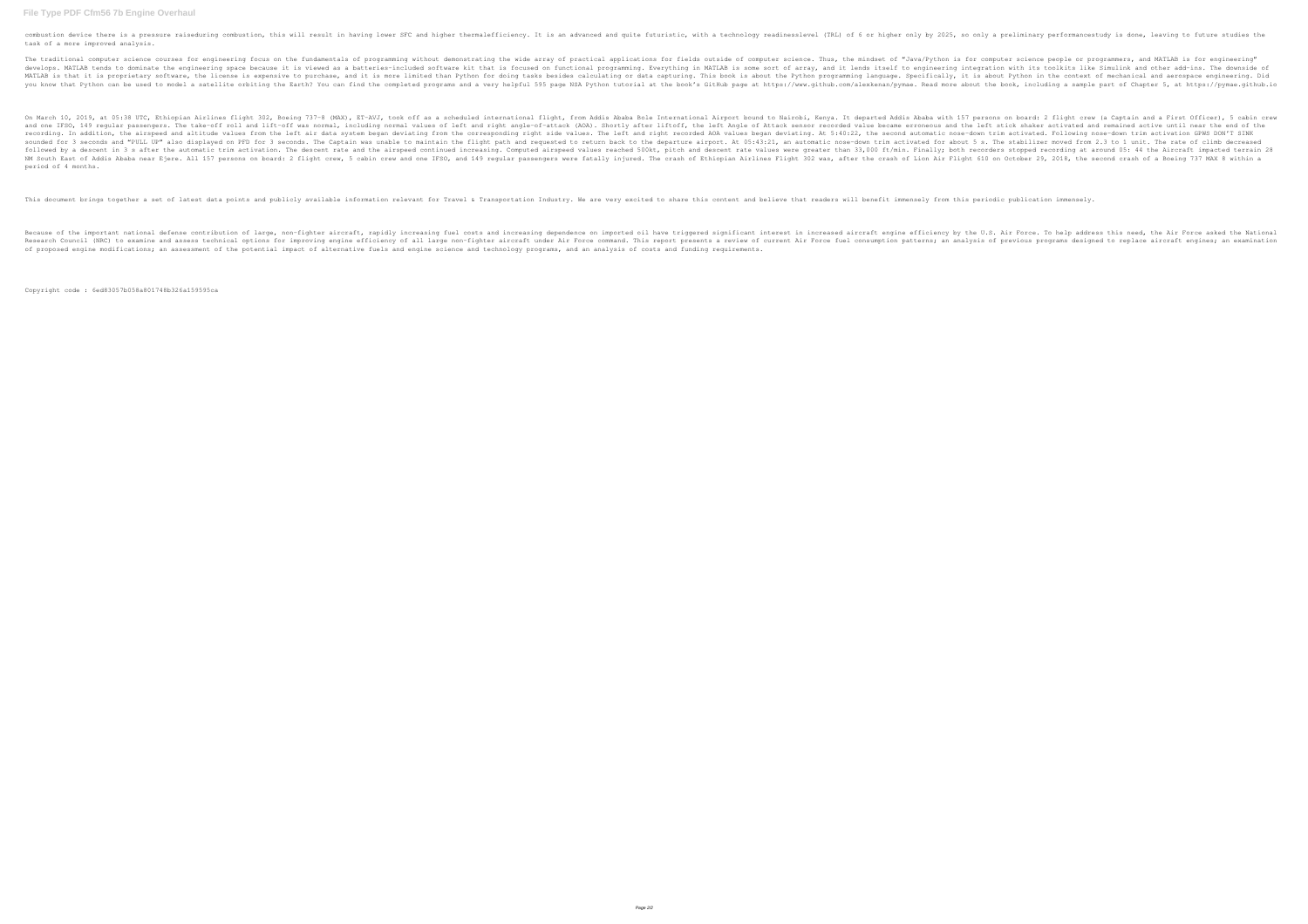combustion device there is a pressure raiseduring combustion, this will result in having lower SFC and higher thermalefficiency. It is an advanced and quite futuristic, with a technology readinesslevel (TRL) of 6 or higher only by 2025, so only a preliminary performancestudy is done, leaving to future studies the task of a more improved analysis.

The traditional computer science courses for engineering focus on the fundamentals of programming without demonstrating the wide array of practical applications for fields outside of computer science. Thus, the mindset of "Java/Python is for computer science people or programmers, and MATLAB is for engineering" develops. MATLAB tends to dominate the engineering space because it is viewed as a batteries-included software kit that is focused on functional programming. Everything in MATLAB is some sort of array, and it lends itself to engineering integration with its toolkits like Simulink and other add-ins. The downside of MATLAB is that it is proprietary software, the license is expensive to purchase, and it is more limited than Python for doing tasks besides calculating or data capturing. This book is about the Python programming language. Specifically, it is about Python in the context of mechanical and aerospace engineering. Did you know that Python can be used to model a satellite orbiting the Earth? You can find the completed programs and a very helpful 595 page NSA Python tutorial at the book's GitHub page at https://www.github.com/alexkenan/pymae. Read more about the book, including a sample part of Chapter 5, at https://pymae.github.io

On March 10, 2019, at 05:38 UTC, Ethiopian Airlines flight 302, Boeing 737-8 (MAX), ET-AVJ, took off as a scheduled international flight, from Addis Ababa Bole International Airport bound to Nairobi, Kenya. It departed Addis Ababa with 157 persons on board: 2 flight crew (a Captain and a First Officer), 5 cabin crew and one IFSO, 149 regular passengers. The take-off roll and lift-off was normal, including normal values of left and right angle-of-attack (AOA). Shortly after liftoff, the left Angle of Attack sensor recorded value became erroneous and the left stick shaker activated and remained active until near the end of the recording. In addition, the airspeed and altitude values from the left air data system began deviating from the corresponding right side values. The left and right recorded AOA values began deviating. At 5:40:22, the second automatic nose-down trim activated. Following nose-down trim activation GPWS DON'T SINK sounded for 3 seconds and "PULL UP" also displayed on PFD for 3 seconds. The Captain was unable to maintain the flight path and requested to return back to the departure airport. At 05:43:21, an automatic nose-down trim activated for about 5 s. The stabilizer moved from 2.3 to 1 unit. The rate of climb decreased followed by a descent in 3 s after the automatic trim activation. The descent rate and the airspeed continued increasing. Computed airspeed values reached 500kt, pitch and descent rate values were greater than 33,000 ft/min. Finally; both recorders stopped recording at around 05: 44 the Aircraft impacted terrain 28 NM South East of Addis Ababa near Ejere. All 157 persons on board: 2 flight crew, 5 cabin crew and one IFSO, and 149 regular passengers were fatally injured. The crash of Ethiopian Airlines Flight 302 was, after the crash of Lion Air Flight 610 on October 29, 2018, the second crash of a Boeing 737 MAX 8 within a period of 4 months.

This document brings together a set of latest data points and publicly available information relevant for Travel & Transportation Industry. We are very excited to share this content and believe that readers will benefit immensely from this periodic publication immensely.

Because of the important national defense contribution of large, non-fighter aircraft, rapidly increasing fuel costs and increasing dependence on imported oil have triggered significant interest in increased aircraft engine efficiency by the U.S. Air Force. To help address this need, the Air Force asked the National Research Council (NRC) to examine and assess technical options for improving engine efficiency of all large non-fighter aircraft under Air Force command. This report presents a review of current Air Force fuel consumption patterns; an analysis of previous programs designed to replace aircraft engines; an examination of proposed engine modifications; an assessment of the potential impact of alternative fuels and engine science and technology programs, and an analysis of costs and funding requirements.

Copyright code : 6ed83057b058a801748b326a159595ca